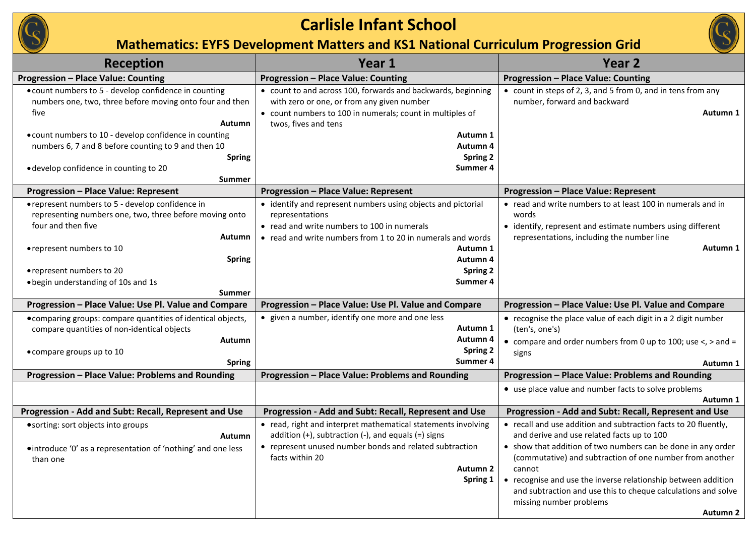# Carlisle Infant School

## Mathematics: EYFS Development Matters and KS1 National Curriculum Progression Grid

| Reception | Year 1 | Year 2 |
|---|---|---|
| **Progression – Place Value: Counting** | **Progression – Place Value: Counting** | **Progression – Place Value: Counting** |
| • count numbers to 5 - develop confidence in counting numbers one, two, three before moving onto four and then five<br>**Autumn**<br>• count numbers to 10 - develop confidence in counting numbers 6, 7 and 8 before counting to 9 and then 10<br>**Spring**<br>• develop confidence in counting to 20<br>**Summer** | • count to and across 100, forwards and backwards, beginning with zero or one, or from any given number<br>• count numbers to 100 in numerals; count in multiples of twos, fives and tens<br>**Autumn 1**<br>**Autumn 4**<br>**Spring 2**<br>**Summer 4** | • count in steps of 2, 3, and 5 from 0, and in tens from any number, forward and backward<br>**Autumn 1** |
| **Progression – Place Value: Represent** | **Progression – Place Value: Represent** | **Progression – Place Value: Represent** |
| • represent numbers to 5 - develop confidence in representing numbers one, two, three before moving onto four and then five<br>**Autumn**<br>• represent numbers to 10<br>**Spring**<br>• represent numbers to 20<br>• begin understanding of 10s and 1s<br>**Summer** | • identify and represent numbers using objects and pictorial representations<br>• read and write numbers to 100 in numerals<br>• read and write numbers from 1 to 20 in numerals and words<br>**Autumn 1**<br>**Autumn 4**<br>**Spring 2**<br>**Summer 4** | • read and write numbers to at least 100 in numerals and in words<br>• identify, represent and estimate numbers using different representations, including the number line<br>**Autumn 1** |
| **Progression – Place Value: Use Pl. Value and Compare** | **Progression – Place Value: Use Pl. Value and Compare** | **Progression – Place Value: Use Pl. Value and Compare** |
| • comparing groups: compare quantities of identical objects, compare quantities of non-identical objects<br>**Autumn**<br>• compare groups up to 10<br>**Spring** | • given a number, identify one more and one less<br>**Autumn 1**<br>**Autumn 4**<br>**Spring 2**<br>**Summer 4** | • recognise the place value of each digit in a 2 digit number (ten's, one's)<br>• compare and order numbers from 0 up to 100; use <, > and = signs<br>**Autumn 1** |
| **Progression – Place Value: Problems and Rounding** | **Progression – Place Value: Problems and Rounding** | **Progression – Place Value: Problems and Rounding** |
| | | • use place value and number facts to solve problems<br>**Autumn 1** |
| **Progression - Add and Subt: Recall, Represent and Use** | **Progression - Add and Subt: Recall, Represent and Use** | **Progression - Add and Subt: Recall, Represent and Use** |
| • sorting: sort objects into groups<br>**Autumn**<br>• introduce '0' as a representation of 'nothing' and one less than one | • read, right and interpret mathematical statements involving addition (+), subtraction (-), and equals (=) signs<br>• represent unused number bonds and related subtraction facts within 20<br>**Autumn 2**<br>**Spring 1** | • recall and use addition and subtraction facts to 20 fluently, and derive and use related facts up to 100<br>• show that addition of two numbers can be done in any order (commutative) and subtraction of one number from another cannot<br>• recognise and use the inverse relationship between addition and subtraction and use this to cheque calculations and solve missing number problems<br>**Autumn 2** |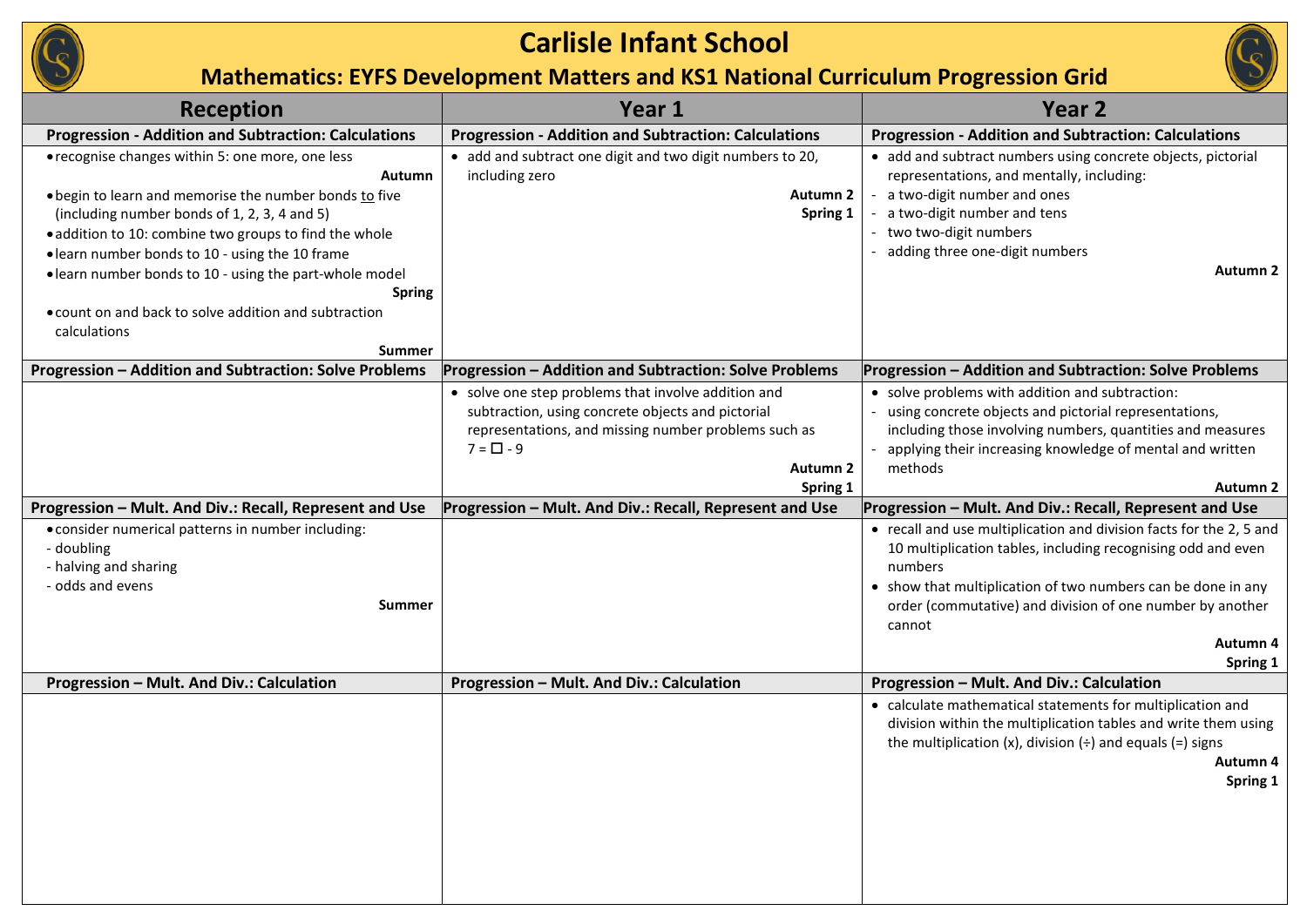# Carlisle Infant School

## Mathematics: EYFS Development Matters and KS1 National Curriculum Progression Grid

| Reception | Year 1 | Year 2 |
|---|---|---|
| **Progression - Addition and Subtraction: Calculations** | **Progression - Addition and Subtraction: Calculations** | **Progression - Addition and Subtraction: Calculations** |
| • recognise changes within 5: one more, one less<br>**Autumn**<br>• begin to learn and memorise the number bonds <u>to</u> five (including number bonds of 1, 2, 3, 4 and 5)<br>• addition to 10: combine two groups to find the whole<br>• learn number bonds to 10 - using the 10 frame<br>• learn number bonds to 10 - using the part-whole model<br>**Spring**<br>• count on and back to solve addition and subtraction calculations<br>**Summer** | • add and subtract one digit and two digit numbers to 20, including zero<br>**Autumn 2**<br>**Spring 1** | • add and subtract numbers using concrete objects, pictorial representations, and mentally, including:<br>- a two-digit number and ones<br>- a two-digit number and tens<br>- two two-digit numbers<br>- adding three one-digit numbers<br>**Autumn 2** |
| **Progression – Addition and Subtraction: Solve Problems** | **Progression – Addition and Subtraction: Solve Problems** | **Progression – Addition and Subtraction: Solve Problems** |
| | • solve one step problems that involve addition and subtraction, using concrete objects and pictorial representations, and missing number problems such as 7 = ☐ - 9<br>**Autumn 2**<br>**Spring 1** | • solve problems with addition and subtraction:<br>- using concrete objects and pictorial representations, including those involving numbers, quantities and measures<br>- applying their increasing knowledge of mental and written methods<br>**Autumn 2** |
| **Progression – Mult. And Div.: Recall, Represent and Use** | **Progression – Mult. And Div.: Recall, Represent and Use** | **Progression – Mult. And Div.: Recall, Represent and Use** |
| • consider numerical patterns in number including:<br>- doubling<br>- halving and sharing<br>- odds and evens<br>**Summer** | | • recall and use multiplication and division facts for the 2, 5 and 10 multiplication tables, including recognising odd and even numbers<br>• show that multiplication of two numbers can be done in any order (commutative) and division of one number by another cannot<br>**Autumn 4**<br>**Spring 1** |
| **Progression – Mult. And Div.: Calculation** | **Progression – Mult. And Div.: Calculation** | **Progression – Mult. And Div.: Calculation** |
| | | • calculate mathematical statements for multiplication and division within the multiplication tables and write them using the multiplication (x), division (÷) and equals (=) signs<br>**Autumn 4**<br>**Spring 1** |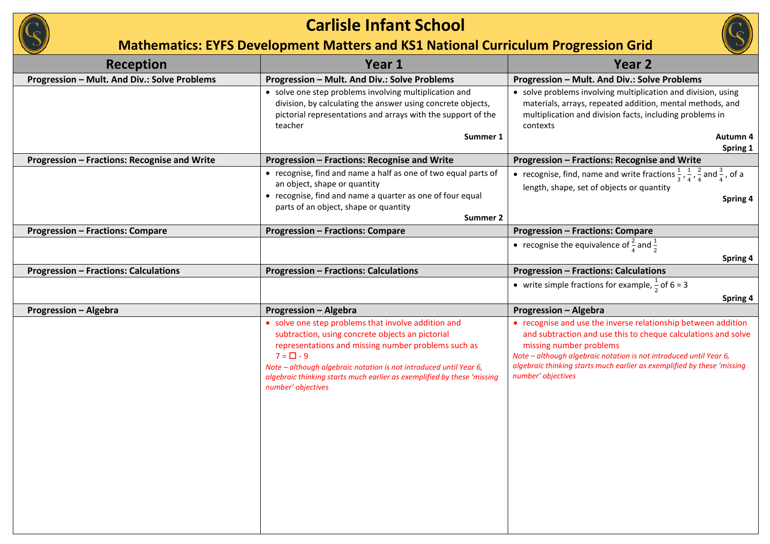# Carlisle Infant School

## Mathematics: EYFS Development Matters and KS1 National Curriculum Progression Grid

| Reception | Year 1 | Year 2 |
|---|---|---|
| **Progression – Mult. And Div.: Solve Problems** | **Progression – Mult. And Div.: Solve Problems** | **Progression – Mult. And Div.: Solve Problems** |
| | • solve one step problems involving multiplication and division, by calculating the answer using concrete objects, pictorial representations and arrays with the support of the teacher<br>**Summer 1** | • solve problems involving multiplication and division, using materials, arrays, repeated addition, mental methods, and multiplication and division facts, including problems in contexts<br>**Autumn 4**<br>**Spring 1** |
| **Progression – Fractions: Recognise and Write** | **Progression – Fractions: Recognise and Write** | **Progression – Fractions: Recognise and Write** |
| | • recognise, find and name a half as one of two equal parts of an object, shape or quantity<br>• recognise, find and name a quarter as one of four equal parts of an object, shape or quantity<br>**Summer 2** | • recognise, find, name and write fractions $\frac{1}{3}$, $\frac{1}{4}$, $\frac{2}{4}$ and $\frac{3}{4}$, of a length, shape, set of objects or quantity<br>**Spring 4** |
| **Progression – Fractions: Compare** | **Progression – Fractions: Compare** | **Progression – Fractions: Compare** |
| | | • recognise the equivalence of $\frac{2}{4}$ and $\frac{1}{2}$<br>**Spring 4** |
| **Progression – Fractions: Calculations** | **Progression – Fractions: Calculations** | **Progression – Fractions: Calculations** |
| | | • write simple fractions for example, $\frac{1}{2}$ of 6 = 3<br>**Spring 4** |
| **Progression – Algebra** | **Progression – Algebra** | **Progression – Algebra** |
| | • solve one step problems that involve addition and subtraction, using concrete objects an pictorial representations and missing number problems such as 7 = ☐ - 9<br>*Note – although algebraic notation is not introduced until Year 6, algebraic thinking starts much earlier as exemplified by these 'missing number' objectives* | • recognise and use the inverse relationship between addition and subtraction and use this to cheque calculations and solve missing number problems<br>*Note – although algebraic notation is not introduced until Year 6, algebraic thinking starts much earlier as exemplified by these 'missing number' objectives* |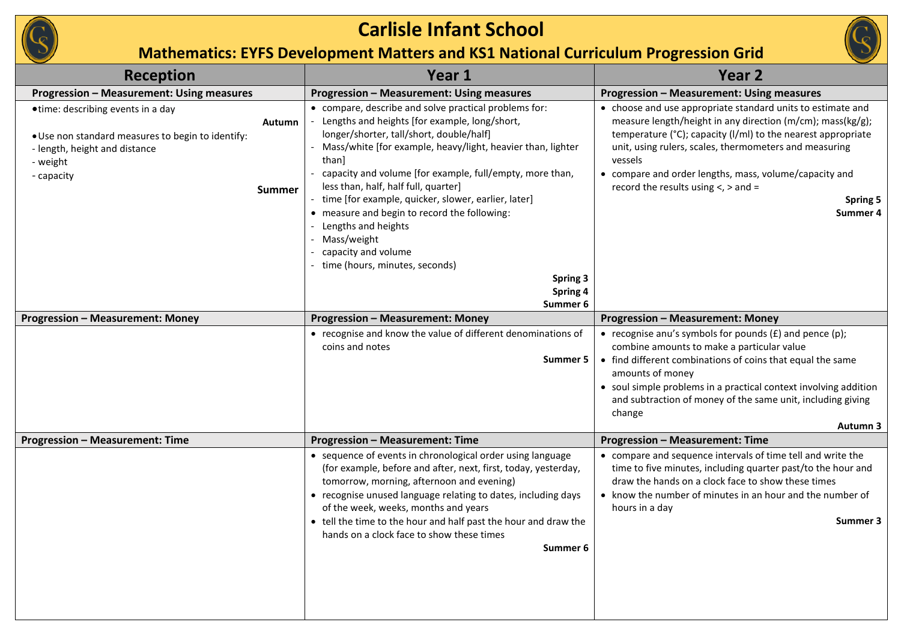# Carlisle Infant School

## Mathematics: EYFS Development Matters and KS1 National Curriculum Progression Grid

| Reception | Year 1 | Year 2 |
|---|---|---|
| **Progression – Measurement: Using measures** | **Progression – Measurement: Using measures** | **Progression – Measurement: Using measures** |
| • time: describing events in a day<br>**Autumn**<br>• Use non standard measures to begin to identify:<br>- length, height and distance<br>- weight<br>- capacity<br>**Summer** | • compare, describe and solve practical problems for:<br>- Lengths and heights [for example, long/short, longer/shorter, tall/short, double/half]<br>- Mass/white [for example, heavy/light, heavier than, lighter than]<br>- capacity and volume [for example, full/empty, more than, less than, half, half full, quarter]<br>- time [for example, quicker, slower, earlier, later]<br>• measure and begin to record the following:<br>- Lengths and heights<br>- Mass/weight<br>- capacity and volume<br>- time (hours, minutes, seconds)<br>**Spring 3**<br>**Spring 4**<br>**Summer 6** | • choose and use appropriate standard units to estimate and measure length/height in any direction (m/cm); mass(kg/g); temperature (°C); capacity (l/ml) to the nearest appropriate unit, using rulers, scales, thermometers and measuring vessels<br>• compare and order lengths, mass, volume/capacity and record the results using <, > and =<br>**Spring 5**<br>**Summer 4** |
| **Progression – Measurement: Money** | **Progression – Measurement: Money** | **Progression – Measurement: Money** |
| | • recognise and know the value of different denominations of coins and notes<br>**Summer 5** | • recognise anu's symbols for pounds (£) and pence (p); combine amounts to make a particular value<br>• find different combinations of coins that equal the same amounts of money<br>• soul simple problems in a practical context involving addition and subtraction of money of the same unit, including giving change<br>**Autumn 3** |
| **Progression – Measurement: Time** | **Progression – Measurement: Time** | **Progression – Measurement: Time** |
| | • sequence of events in chronological order using language (for example, before and after, next, first, today, yesterday, tomorrow, morning, afternoon and evening)<br>• recognise unused language relating to dates, including days of the week, weeks, months and years<br>• tell the time to the hour and half past the hour and draw the hands on a clock face to show these times<br>**Summer 6** | • compare and sequence intervals of time tell and write the time to five minutes, including quarter past/to the hour and draw the hands on a clock face to show these times<br>• know the number of minutes in an hour and the number of hours in a day<br>**Summer 3** |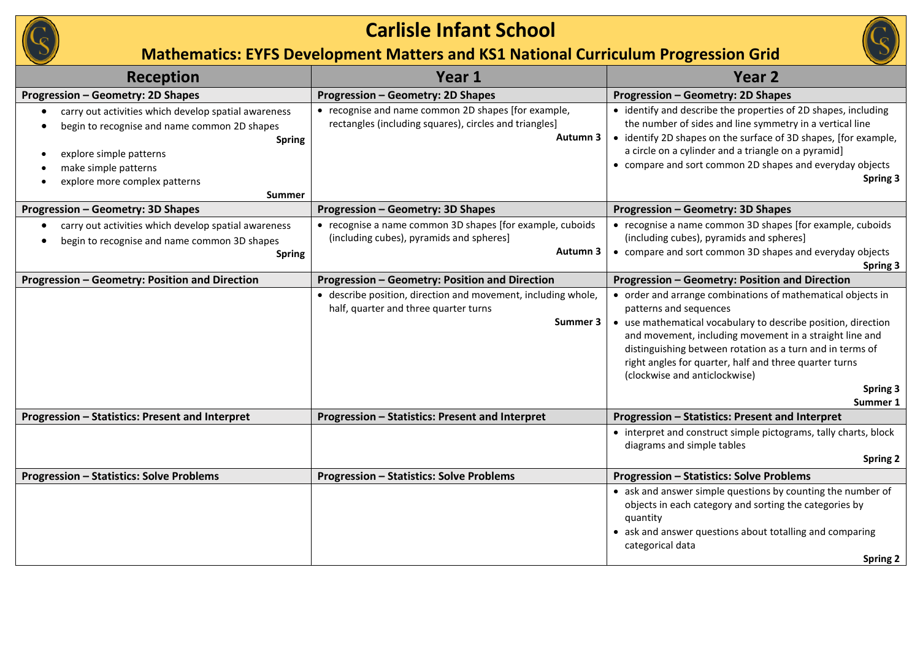# Carlisle Infant School

## Mathematics: EYFS Development Matters and KS1 National Curriculum Progression Grid

| Reception | Year 1 | Year 2 |
|---|---|---|
| **Progression – Geometry: 2D Shapes** | **Progression – Geometry: 2D Shapes** | **Progression – Geometry: 2D Shapes** |
| • carry out activities which develop spatial awareness<br>• begin to recognise and name common 2D shapes<br>**Spring**<br>• explore simple patterns<br>• make simple patterns<br>• explore more complex patterns<br>**Summer** | • recognise and name common 2D shapes [for example, rectangles (including squares), circles and triangles]<br>**Autumn 3** | • identify and describe the properties of 2D shapes, including the number of sides and line symmetry in a vertical line<br>• identify 2D shapes on the surface of 3D shapes, [for example, a circle on a cylinder and a triangle on a pyramid]<br>• compare and sort common 2D shapes and everyday objects<br>**Spring 3** |
| **Progression – Geometry: 3D Shapes** | **Progression – Geometry: 3D Shapes** | **Progression – Geometry: 3D Shapes** |
| • carry out activities which develop spatial awareness<br>• begin to recognise and name common 3D shapes<br>**Spring** | • recognise a name common 3D shapes [for example, cuboids (including cubes), pyramids and spheres]<br>**Autumn 3** | • recognise a name common 3D shapes [for example, cuboids (including cubes), pyramids and spheres]<br>• compare and sort common 3D shapes and everyday objects<br>**Spring 3** |
| **Progression – Geometry: Position and Direction** | **Progression – Geometry: Position and Direction** | **Progression – Geometry: Position and Direction** |
| | • describe position, direction and movement, including whole, half, quarter and three quarter turns<br>**Summer 3** | • order and arrange combinations of mathematical objects in patterns and sequences<br>• use mathematical vocabulary to describe position, direction and movement, including movement in a straight line and distinguishing between rotation as a turn and in terms of right angles for quarter, half and three quarter turns (clockwise and anticlockwise)<br>**Spring 3**<br>**Summer 1** |
| **Progression – Statistics: Present and Interpret** | **Progression – Statistics: Present and Interpret** | **Progression – Statistics: Present and Interpret** |
| | | • interpret and construct simple pictograms, tally charts, block diagrams and simple tables<br>**Spring 2** |
| **Progression – Statistics: Solve Problems** | **Progression – Statistics: Solve Problems** | **Progression – Statistics: Solve Problems** |
| | | • ask and answer simple questions by counting the number of objects in each category and sorting the categories by quantity<br>• ask and answer questions about totalling and comparing categorical data<br>**Spring 2** |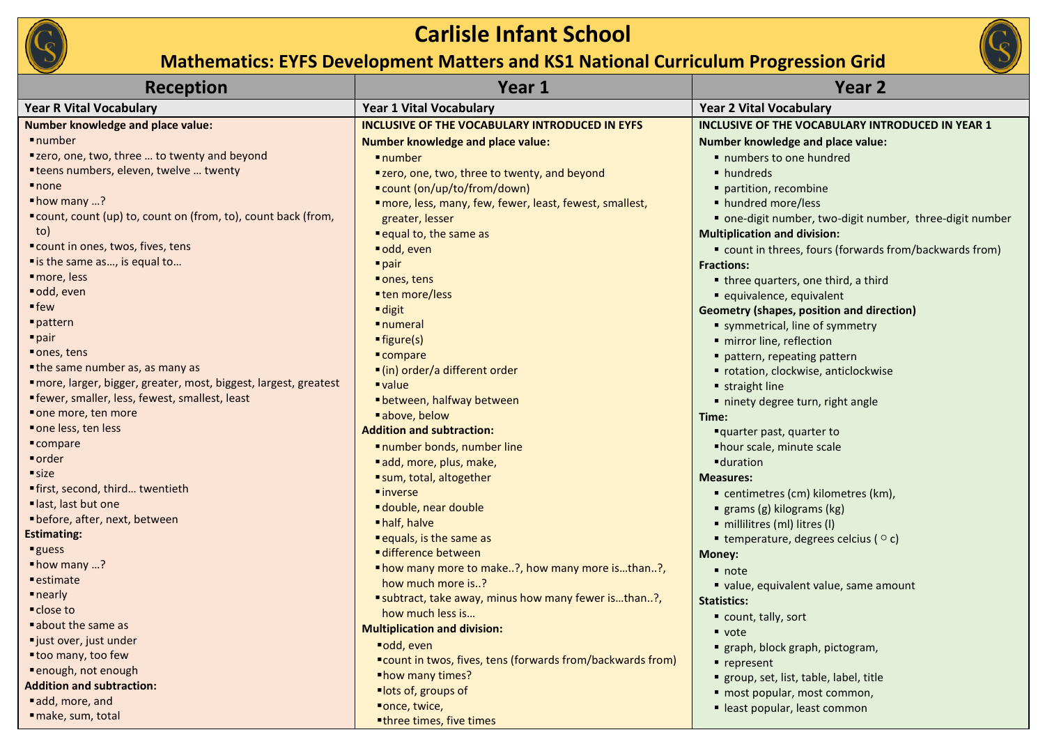# Carlisle Infant School

## Mathematics: EYFS Development Matters and KS1 National Curriculum Progression Grid

| Reception | Year 1 | Year 2 |
|---|---|---|
| **Year R Vital Vocabulary** | **Year 1 Vital Vocabulary** | **Year 2 Vital Vocabulary** |
| **Number knowledge and place value:**<br>▪ number<br>▪ zero, one, two, three … to twenty and beyond<br>▪ teens numbers, eleven, twelve … twenty<br>▪ none<br>▪ how many …?<br>▪ count, count (up) to, count on (from, to), count back (from, to)<br>▪ count in ones, twos, fives, tens<br>▪ is the same as…, is equal to…<br>▪ more, less<br>▪ odd, even<br>▪ few<br>▪ pattern<br>▪ pair<br>▪ ones, tens<br>▪ the same number as, as many as<br>▪ more, larger, bigger, greater, most, biggest, largest, greatest<br>▪ fewer, smaller, less, fewest, smallest, least<br>▪ one more, ten more<br>▪ one less, ten less<br>▪ compare<br>▪ order<br>▪ size<br>▪ first, second, third… twentieth<br>▪ last, last but one<br>▪ before, after, next, between<br>**Estimating:**<br>▪ guess<br>▪ how many …?<br>▪ estimate<br>▪ nearly<br>▪ close to<br>▪ about the same as<br>▪ just over, just under<br>▪ too many, too few<br>▪ enough, not enough<br>**Addition and subtraction:**<br>▪ add, more, and<br>▪ make, sum, total | **INCLUSIVE OF THE VOCABULARY INTRODUCED IN EYFS**<br>**Number knowledge and place value:**<br>▪ number<br>▪ zero, one, two, three to twenty, and beyond<br>▪ count (on/up/to/from/down)<br>▪ more, less, many, few, fewer, least, fewest, smallest, greater, lesser<br>▪ equal to, the same as<br>▪ odd, even<br>▪ pair<br>▪ ones, tens<br>▪ ten more/less<br>▪ digit<br>▪ numeral<br>▪ figure(s)<br>▪ compare<br>▪ (in) order/a different order<br>▪ value<br>▪ between, halfway between<br>▪ above, below<br>**Addition and subtraction:**<br>▪ number bonds, number line<br>▪ add, more, plus, make,<br>▪ sum, total, altogether<br>▪ inverse<br>▪ double, near double<br>▪ half, halve<br>▪ equals, is the same as<br>▪ difference between<br>▪ how many more to make..?, how many more is…than..?, how much more is..?<br>▪ subtract, take away, minus how many fewer is…than..?, how much less is…<br>**Multiplication and division:**<br>▪ odd, even<br>▪ count in twos, fives, tens (forwards from/backwards from)<br>▪ how many times?<br>▪ lots of, groups of<br>▪ once, twice,<br>▪ three times, five times | **INCLUSIVE OF THE VOCABULARY INTRODUCED IN YEAR 1**<br>**Number knowledge and place value:**<br>▪ numbers to one hundred<br>▪ hundreds<br>▪ partition, recombine<br>▪ hundred more/less<br>▪ one-digit number, two-digit number, three-digit number<br>**Multiplication and division:**<br>▪ count in threes, fours (forwards from/backwards from)<br>**Fractions:**<br>▪ three quarters, one third, a third<br>▪ equivalence, equivalent<br>**Geometry (shapes, position and direction)**<br>▪ symmetrical, line of symmetry<br>▪ mirror line, reflection<br>▪ pattern, repeating pattern<br>▪ rotation, clockwise, anticlockwise<br>▪ straight line<br>▪ ninety degree turn, right angle<br>**Time:**<br>▪ quarter past, quarter to<br>▪ hour scale, minute scale<br>▪ duration<br>**Measures:**<br>▪ centimetres (cm) kilometres (km),<br>▪ grams (g) kilograms (kg)<br>▪ millilitres (ml) litres (l)<br>▪ temperature, degrees celcius ( ○ c)<br>**Money:**<br>▪ note<br>▪ value, equivalent value, same amount<br>**Statistics:**<br>▪ count, tally, sort<br>▪ vote<br>▪ graph, block graph, pictogram,<br>▪ represent<br>▪ group, set, list, table, label, title<br>▪ most popular, most common,<br>▪ least popular, least common |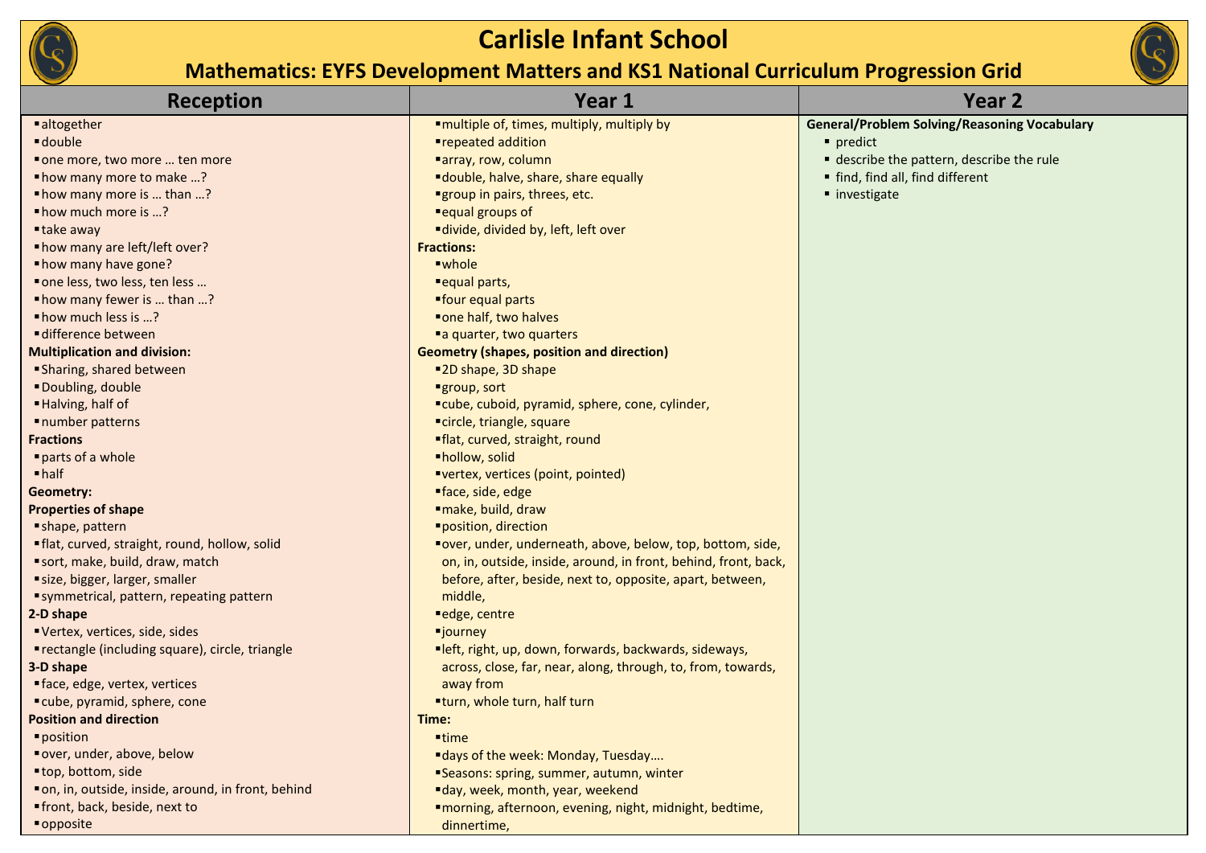# Carlisle Infant School

## Mathematics: EYFS Development Matters and KS1 National Curriculum Progression Grid

| Reception | Year 1 | Year 2 |
|---|---|---|
| ▪ altogether<br>▪ double<br>▪ one more, two more … ten more<br>▪ how many more to make …?<br>▪ how many more is … than …?<br>▪ how much more is …?<br>▪ take away<br>▪ how many are left/left over?<br>▪ how many have gone?<br>▪ one less, two less, ten less …<br>▪ how many fewer is … than …?<br>▪ how much less is …?<br>▪ difference between<br>**Multiplication and division:**<br>▪ Sharing, shared between<br>▪ Doubling, double<br>▪ Halving, half of<br>▪ number patterns<br>**Fractions**<br>▪ parts of a whole<br>▪ half<br>**Geometry:**<br>**Properties of shape**<br>▪ shape, pattern<br>▪ flat, curved, straight, round, hollow, solid<br>▪ sort, make, build, draw, match<br>▪ size, bigger, larger, smaller<br>▪ symmetrical, pattern, repeating pattern<br>**2-D shape**<br>▪ Vertex, vertices, side, sides<br>▪ rectangle (including square), circle, triangle<br>**3-D shape**<br>▪ face, edge, vertex, vertices<br>▪ cube, pyramid, sphere, cone<br>**Position and direction**<br>▪ position<br>▪ over, under, above, below<br>▪ top, bottom, side<br>▪ on, in, outside, inside, around, in front, behind<br>▪ front, back, beside, next to<br>▪ opposite | ▪ multiple of, times, multiply, multiply by<br>▪ repeated addition<br>▪ array, row, column<br>▪ double, halve, share, share equally<br>▪ group in pairs, threes, etc.<br>▪ equal groups of<br>▪ divide, divided by, left, left over<br>**Fractions:**<br>▪ whole<br>▪ equal parts,<br>▪ four equal parts<br>▪ one half, two halves<br>▪ a quarter, two quarters<br>**Geometry (shapes, position and direction)**<br>▪ 2D shape, 3D shape<br>▪ group, sort<br>▪ cube, cuboid, pyramid, sphere, cone, cylinder,<br>▪ circle, triangle, square<br>▪ flat, curved, straight, round<br>▪ hollow, solid<br>▪ vertex, vertices (point, pointed)<br>▪ face, side, edge<br>▪ make, build, draw<br>▪ position, direction<br>▪ over, under, underneath, above, below, top, bottom, side, on, in, outside, inside, around, in front, behind, front, back, before, after, beside, next to, opposite, apart, between, middle,<br>▪ edge, centre<br>▪ journey<br>▪ left, right, up, down, forwards, backwards, sideways, across, close, far, near, along, through, to, from, towards, away from<br>▪ turn, whole turn, half turn<br>**Time:**<br>▪ time<br>▪ days of the week: Monday, Tuesday….<br>▪ Seasons: spring, summer, autumn, winter<br>▪ day, week, month, year, weekend<br>▪ morning, afternoon, evening, night, midnight, bedtime, dinnertime, | **General/Problem Solving/Reasoning Vocabulary**<br>▪ predict<br>▪ describe the pattern, describe the rule<br>▪ find, find all, find different<br>▪ investigate |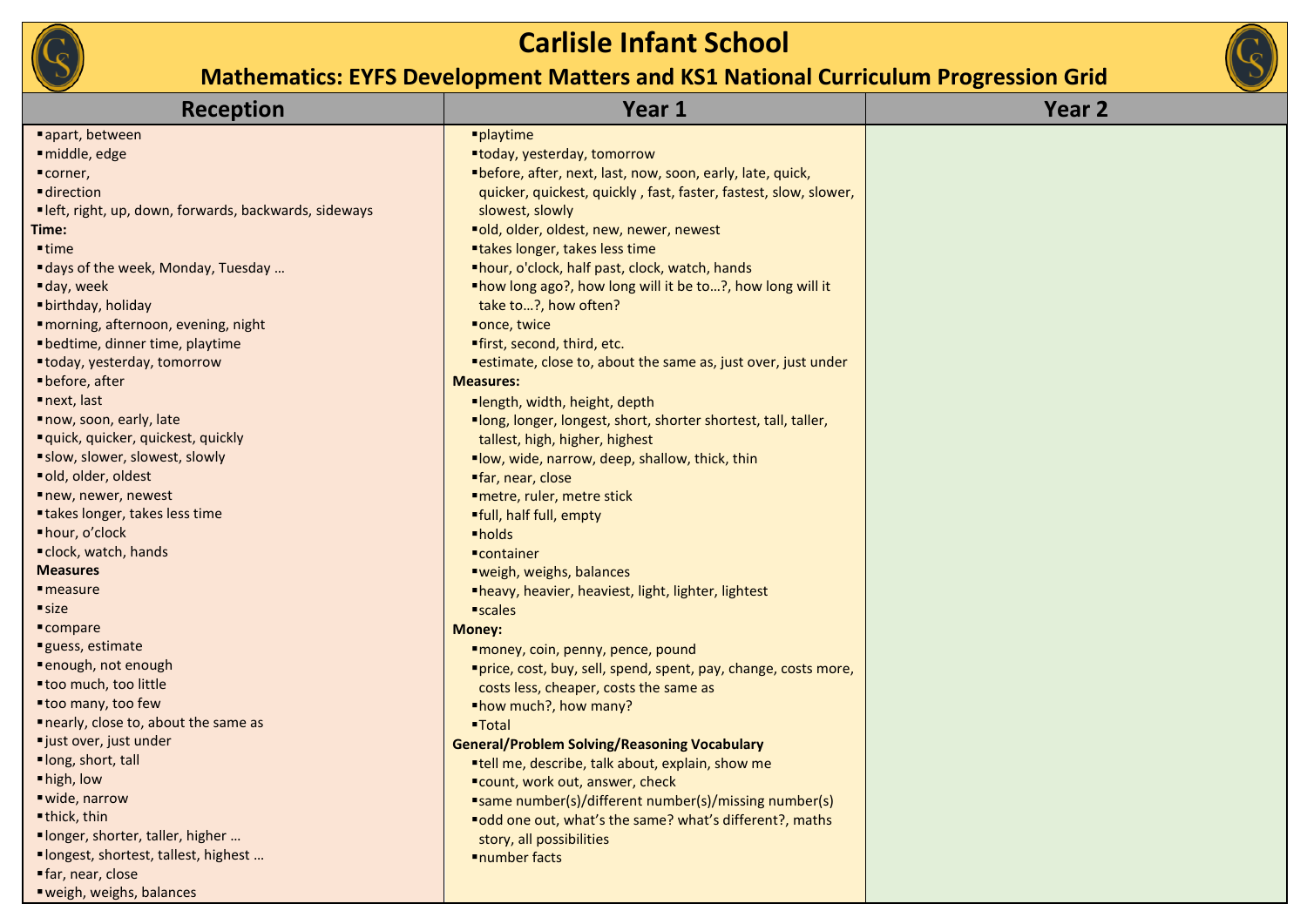# Carlisle Infant School

## Mathematics: EYFS Development Matters and KS1 National Curriculum Progression Grid

| Reception | Year 1 | Year 2 |
|---|---|---|
| ▪ apart, between<br>▪ middle, edge<br>▪ corner,<br>▪ direction<br>▪ left, right, up, down, forwards, backwards, sideways<br>**Time:**<br>▪ time<br>▪ days of the week, Monday, Tuesday …<br>▪ day, week<br>▪ birthday, holiday<br>▪ morning, afternoon, evening, night<br>▪ bedtime, dinner time, playtime<br>▪ today, yesterday, tomorrow<br>▪ before, after<br>▪ next, last<br>▪ now, soon, early, late<br>▪ quick, quicker, quickest, quickly<br>▪ slow, slower, slowest, slowly<br>▪ old, older, oldest<br>▪ new, newer, newest<br>▪ takes longer, takes less time<br>▪ hour, o'clock<br>▪ clock, watch, hands<br>**Measures**<br>▪ measure<br>▪ size<br>▪ compare<br>▪ guess, estimate<br>▪ enough, not enough<br>▪ too much, too little<br>▪ too many, too few<br>▪ nearly, close to, about the same as<br>▪ just over, just under<br>▪ long, short, tall<br>▪ high, low<br>▪ wide, narrow<br>▪ thick, thin<br>▪ longer, shorter, taller, higher …<br>▪ longest, shortest, tallest, highest …<br>▪ far, near, close<br>▪ weigh, weighs, balances | ▪ playtime<br>▪ today, yesterday, tomorrow<br>▪ before, after, next, last, now, soon, early, late, quick, quicker, quickest, quickly , fast, faster, fastest, slow, slower, slowest, slowly<br>▪ old, older, oldest, new, newer, newest<br>▪ takes longer, takes less time<br>▪ hour, o'clock, half past, clock, watch, hands<br>▪ how long ago?, how long will it be to…?, how long will it take to…?, how often?<br>▪ once, twice<br>▪ first, second, third, etc.<br>▪ estimate, close to, about the same as, just over, just under<br>**Measures:**<br>▪ length, width, height, depth<br>▪ long, longer, longest, short, shorter shortest, tall, taller, tallest, high, higher, highest<br>▪ low, wide, narrow, deep, shallow, thick, thin<br>▪ far, near, close<br>▪ metre, ruler, metre stick<br>▪ full, half full, empty<br>▪ holds<br>▪ container<br>▪ weigh, weighs, balances<br>▪ heavy, heavier, heaviest, light, lighter, lightest<br>▪ scales<br>**Money:**<br>▪ money, coin, penny, pence, pound<br>▪ price, cost, buy, sell, spend, spent, pay, change, costs more, costs less, cheaper, costs the same as<br>▪ how much?, how many?<br>▪ Total<br>**General/Problem Solving/Reasoning Vocabulary**<br>▪ tell me, describe, talk about, explain, show me<br>▪ count, work out, answer, check<br>▪ same number(s)/different number(s)/missing number(s)<br>▪ odd one out, what's the same? what's different?, maths story, all possibilities<br>▪ number facts | |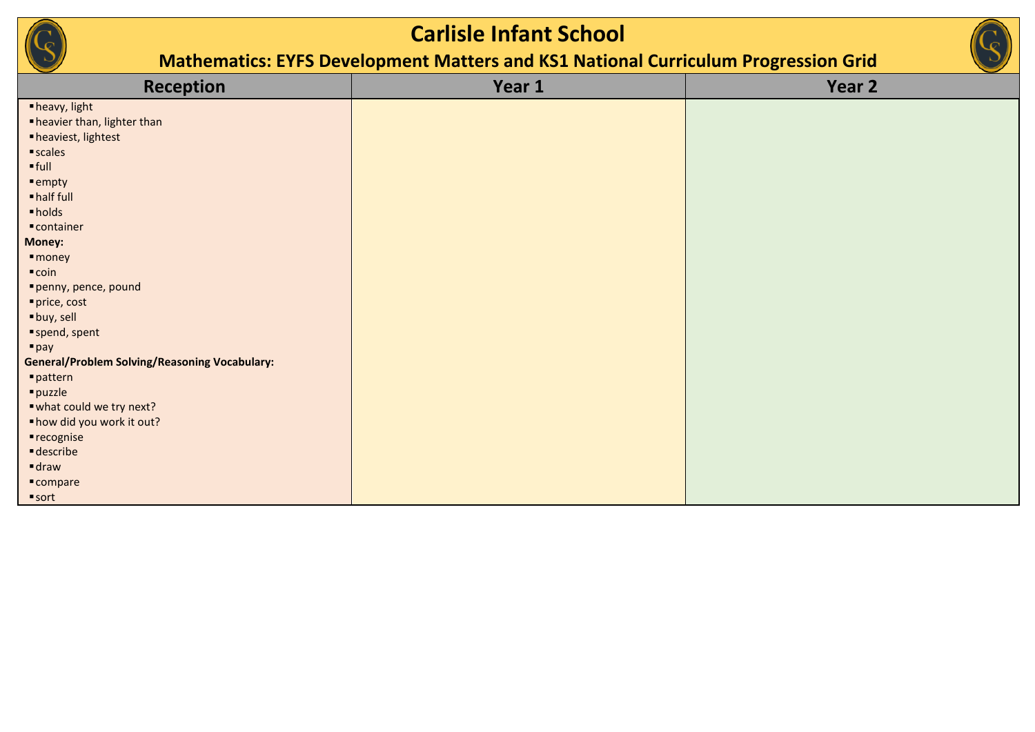# Carlisle Infant School

## Mathematics: EYFS Development Matters and KS1 National Curriculum Progression Grid

| Reception | Year 1 | Year 2 |
|---|---|---|
| ▪ heavy, light<br>▪ heavier than, lighter than<br>▪ heaviest, lightest<br>▪ scales<br>▪ full<br>▪ empty<br>▪ half full<br>▪ holds<br>▪ container<br>**Money:**<br>▪ money<br>▪ coin<br>▪ penny, pence, pound<br>▪ price, cost<br>▪ buy, sell<br>▪ spend, spent<br>▪ pay<br>**General/Problem Solving/Reasoning Vocabulary:**<br>▪ pattern<br>▪ puzzle<br>▪ what could we try next?<br>▪ how did you work it out?<br>▪ recognise<br>▪ describe<br>▪ draw<br>▪ compare<br>▪ sort | | |